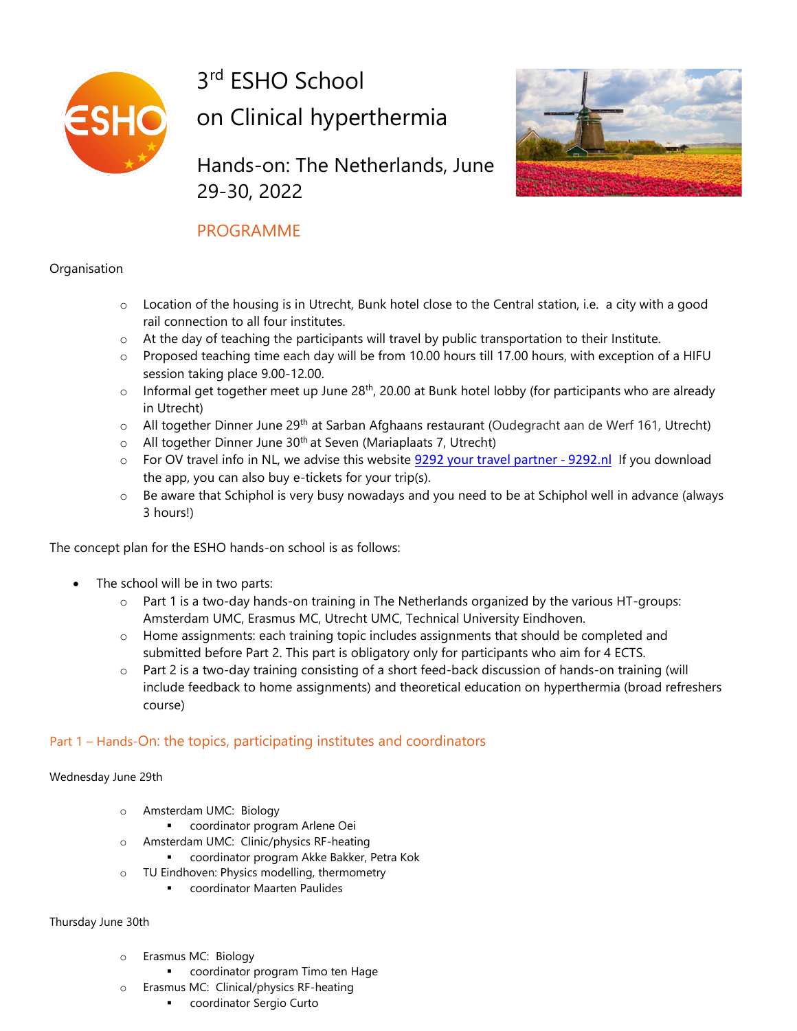# 3rd ESHO School on Clinical hyperthermia

## Hands-on: The Netherlands, June 29-30, 2022

## PROGRAMME

Organisation

- Location of the housing is in Utrecht, Bunk hotel close to the Central station, i.e. a city with a good rail connection to all four institutes.
- At the day of teaching the participants will travel by public transportation to their Institute.
- Proposed teaching time each day will be from 10.00 hours till 17.00 hours, with exception of a HIFU session taking place 9.00-12.00.
- Informal get together meet up June 28th, 20.00 at Bunk hotel lobby (for participants who are already in Utrecht)
- All together Dinner June 29th at Sarban Afghaans restaurant (Oudegracht aan de Werf 161, Utrecht)
- All together Dinner June 30th at Seven (Mariaplaats 7, Utrecht)
- For OV travel info in NL, we advise this website [9292 your travel partner - 9292.nl](https://9292.nl) If you download the app, you can also buy e-tickets for your trip(s).
- Be aware that Schiphol is very busy nowadays and you need to be at Schiphol well in advance (always 3 hours!)

The concept plan for the ESHO hands-on school is as follows:

- The school will be in two parts:
  - Part 1 is a two-day hands-on training in The Netherlands organized by the various HT-groups: Amsterdam UMC, Erasmus MC, Utrecht UMC, Technical University Eindhoven.
  - Home assignments: each training topic includes assignments that should be completed and submitted before Part 2. This part is obligatory only for participants who aim for 4 ECTS.
  - Part 2 is a two-day training consisting of a short feed-back discussion of hands-on training (will include feedback to home assignments) and theoretical education on hyperthermia (broad refreshers course)

## Part 1 – Hands-On: the topics, participating institutes and coordinators

Wednesday June 29th

- Amsterdam UMC: Biology
  - coordinator program Arlene Oei
- Amsterdam UMC: Clinic/physics RF-heating
  - coordinator program Akke Bakker, Petra Kok
- TU Eindhoven: Physics modelling, thermometry
  - coordinator Maarten Paulides

Thursday June 30th

- Erasmus MC: Biology
  - coordinator program Timo ten Hage
- Erasmus MC: Clinical/physics RF-heating
  - coordinator Sergio Curto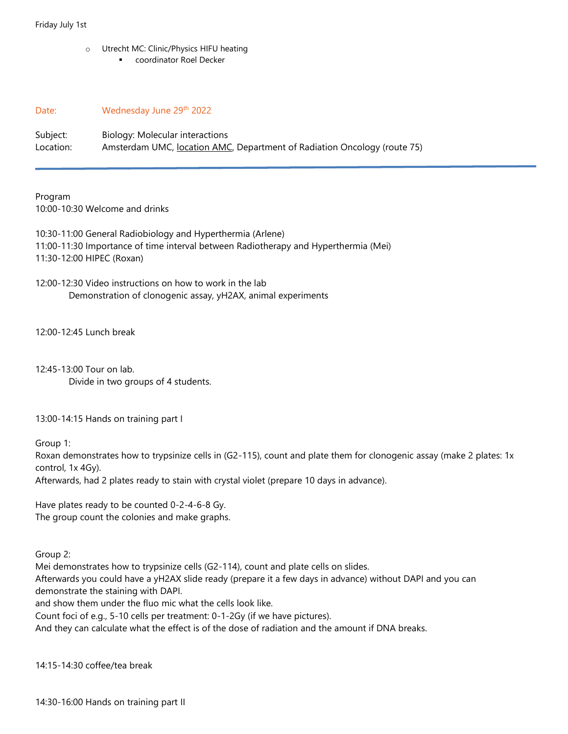Friday July 1st

- Utrecht MC: Clinic/Physics HIFU heating
  - coordinator Roel Decker

Date: Wednesday June 29th 2022

Subject: Biology: Molecular interactions
Location: Amsterdam UMC, location AMC, Department of Radiation Oncology (route 75)

---

Program
10:00-10:30 Welcome and drinks

10:30-11:00 General Radiobiology and Hyperthermia (Arlene)
11:00-11:30 Importance of time interval between Radiotherapy and Hyperthermia (Mei)
11:30-12:00 HIPEC (Roxan)

12:00-12:30 Video instructions on how to work in the lab
Demonstration of clonogenic assay, yH2AX, animal experiments

12:00-12:45 Lunch break

12:45-13:00 Tour on lab.
Divide in two groups of 4 students.

13:00-14:15 Hands on training part I

Group 1:
Roxan demonstrates how to trypsinize cells in (G2-115), count and plate them for clonogenic assay (make 2 plates: 1x control, 1x 4Gy).
Afterwards, had 2 plates ready to stain with crystal violet (prepare 10 days in advance).

Have plates ready to be counted 0-2-4-6-8 Gy.
The group count the colonies and make graphs.

Group 2:
Mei demonstrates how to trypsinize cells (G2-114), count and plate cells on slides.
Afterwards you could have a yH2AX slide ready (prepare it a few days in advance) without DAPI and you can demonstrate the staining with DAPI.
and show them under the fluo mic what the cells look like.
Count foci of e.g., 5-10 cells per treatment: 0-1-2Gy (if we have pictures).
And they can calculate what the effect is of the dose of radiation and the amount if DNA breaks.

14:15-14:30 coffee/tea break

14:30-16:00 Hands on training part II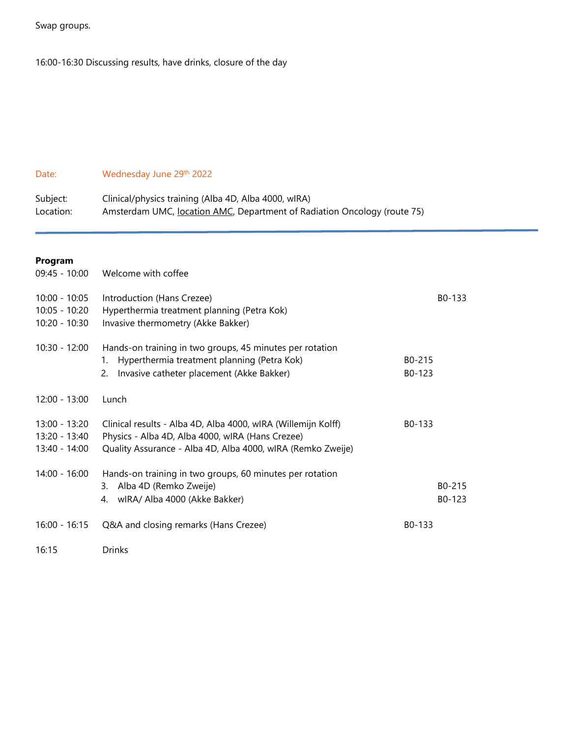Swap groups.

16:00-16:30 Discussing results, have drinks, closure of the day

Date: Wednesday June 29th 2022

Subject: Clinical/physics training (Alba 4D, Alba 4000, wIRA)
Location: Amsterdam UMC, location AMC, Department of Radiation Oncology (route 75)

---

**Program**

| Time | Activity | Room |
|---|---|---|
| 09:45 - 10:00 | Welcome with coffee | |
| 10:00 - 10:05 | Introduction (Hans Crezee) | B0-133 |
| 10:05 - 10:20 | Hyperthermia treatment planning (Petra Kok) | |
| 10:20 - 10:30 | Invasive thermometry (Akke Bakker) | |
| 10:30 - 12:00 | Hands-on training in two groups, 45 minutes per rotation | |
| | 1. Hyperthermia treatment planning (Petra Kok) | B0-215 |
| | 2. Invasive catheter placement (Akke Bakker) | B0-123 |
| 12:00 - 13:00 | Lunch | |
| 13:00 - 13:20 | Clinical results - Alba 4D, Alba 4000, wIRA (Willemijn Kolff) | B0-133 |
| 13:20 - 13:40 | Physics - Alba 4D, Alba 4000, wIRA (Hans Crezee) | |
| 13:40 - 14:00 | Quality Assurance - Alba 4D, Alba 4000, wIRA (Remko Zweije) | |
| 14:00 - 16:00 | Hands-on training in two groups, 60 minutes per rotation | |
| | 3. Alba 4D (Remko Zweije) | B0-215 |
| | 4. wIRA/ Alba 4000 (Akke Bakker) | B0-123 |
| 16:00 - 16:15 | Q&A and closing remarks (Hans Crezee) | B0-133 |
| 16:15 | Drinks | |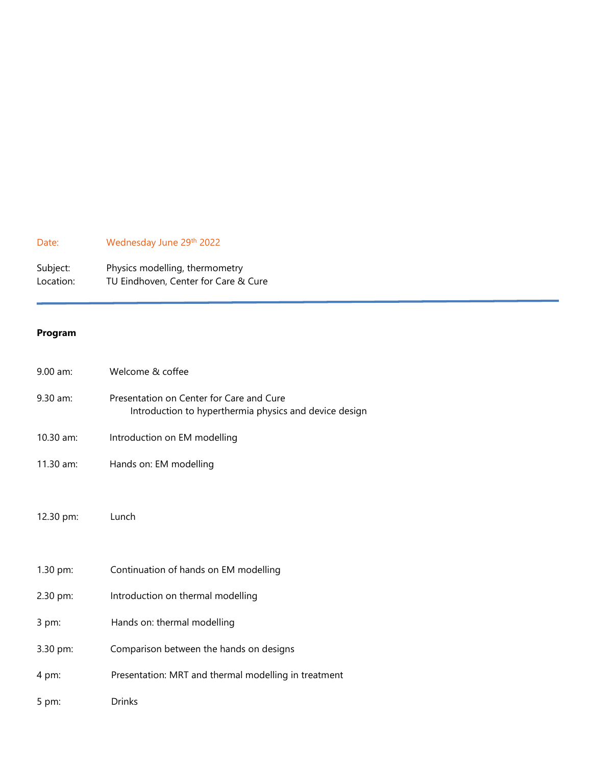Date: Wednesday June 29th 2022

Subject: Physics modelling, thermometry
Location: TU Eindhoven, Center for Care & Cure

---

**Program**

9.00 am: Welcome & coffee

9.30 am: Presentation on Center for Care and Cure
Introduction to hyperthermia physics and device design

10.30 am: Introduction on EM modelling

11.30 am: Hands on: EM modelling

12.30 pm: Lunch

1.30 pm: Continuation of hands on EM modelling

2.30 pm: Introduction on thermal modelling

3 pm: Hands on: thermal modelling

3.30 pm: Comparison between the hands on designs

4 pm: Presentation: MRT and thermal modelling in treatment

5 pm: Drinks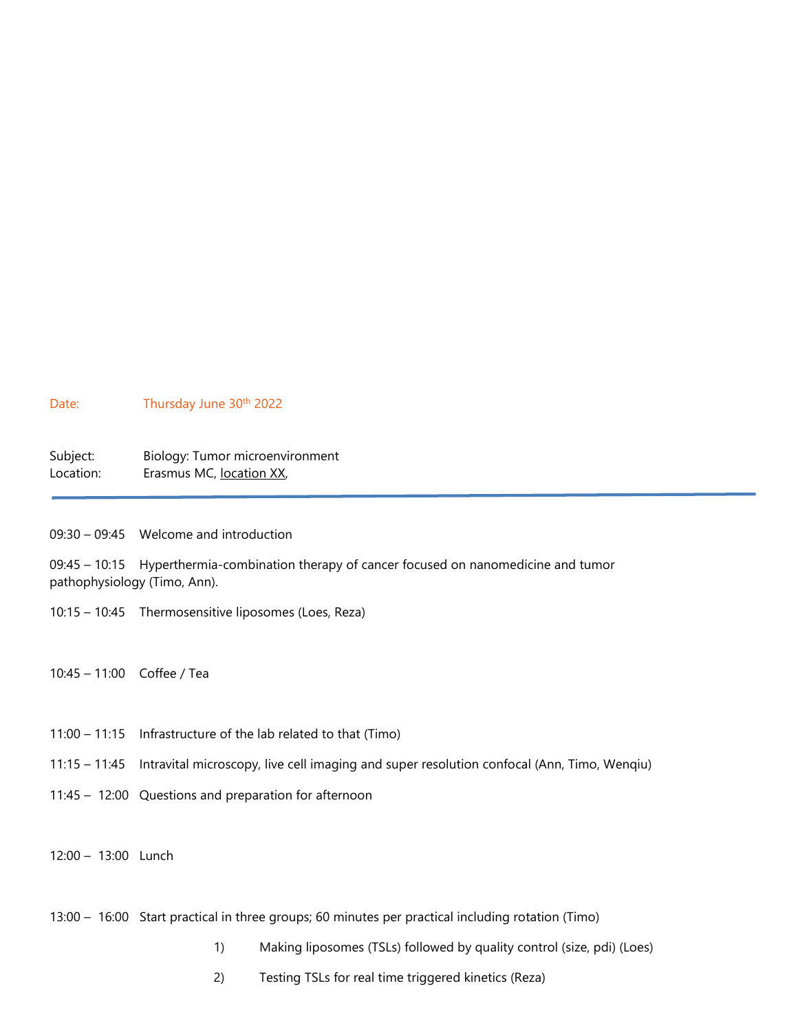Date: Thursday June 30th 2022

Subject: Biology: Tumor microenvironment
Location: Erasmus MC, location XX,

---

09:30 – 09:45 Welcome and introduction

09:45 – 10:15 Hyperthermia-combination therapy of cancer focused on nanomedicine and tumor pathophysiology (Timo, Ann).

10:15 – 10:45 Thermosensitive liposomes (Loes, Reza)

10:45 – 11:00 Coffee / Tea

11:00 – 11:15 Infrastructure of the lab related to that (Timo)

11:15 – 11:45 Intravital microscopy, live cell imaging and super resolution confocal (Ann, Timo, Wenqiu)

11:45 – 12:00 Questions and preparation for afternoon

12:00 – 13:00 Lunch

13:00 – 16:00 Start practical in three groups; 60 minutes per practical including rotation (Timo)

1) Making liposomes (TSLs) followed by quality control (size, pdi) (Loes)
2) Testing TSLs for real time triggered kinetics (Reza)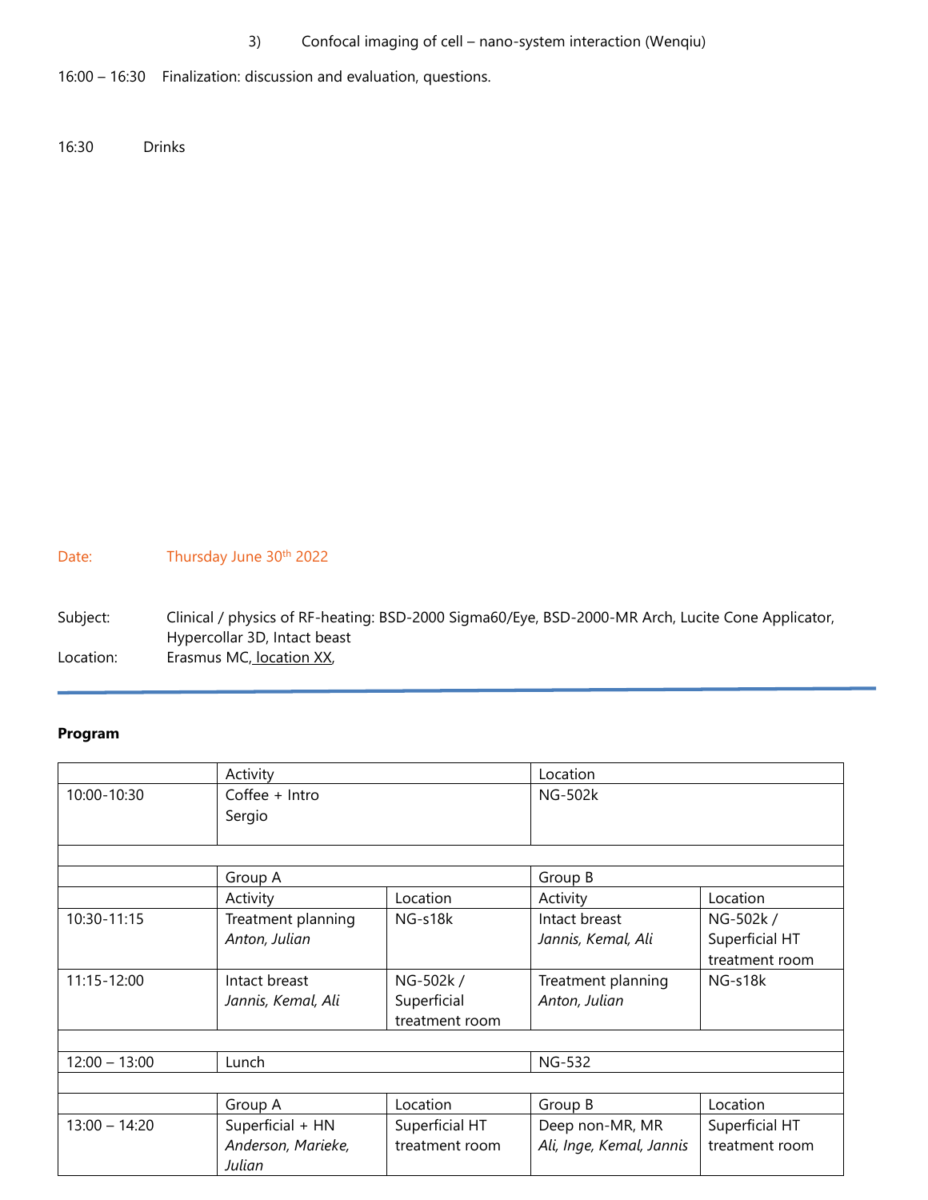3) Confocal imaging of cell – nano-system interaction (Wenqiu)

16:00 – 16:30 Finalization: discussion and evaluation, questions.

16:30 Drinks

Date: Thursday June 30th 2022

Subject: Clinical / physics of RF-heating: BSD-2000 Sigma60/Eye, BSD-2000-MR Arch, Lucite Cone Applicator, Hypercollar 3D, Intact beast

Location: Erasmus MC, location XX,

**Program**

| | Activity | | Location | |
|---|---|---|---|---|
| 10:00-10:30 | Coffee + Intro<br>Sergio | | NG-502k | |
| | | | | |
| | Group A | | Group B | |
| | Activity | Location | Activity | Location |
| 10:30-11:15 | Treatment planning<br>*Anton, Julian* | NG-s18k | Intact breast<br>*Jannis, Kemal, Ali* | NG-502k /<br>Superficial HT treatment room |
| 11:15-12:00 | Intact breast<br>*Jannis, Kemal, Ali* | NG-502k /<br>Superficial treatment room | Treatment planning<br>*Anton, Julian* | NG-s18k |
| | | | | |
| 12:00 – 13:00 | Lunch | | NG-532 | |
| | | | | |
| | Group A | Location | Group B | Location |
| 13:00 – 14:20 | Superficial + HN<br>*Anderson, Marieke, Julian* | Superficial HT treatment room | Deep non-MR, MR<br>*Ali, Inge, Kemal, Jannis* | Superficial HT treatment room |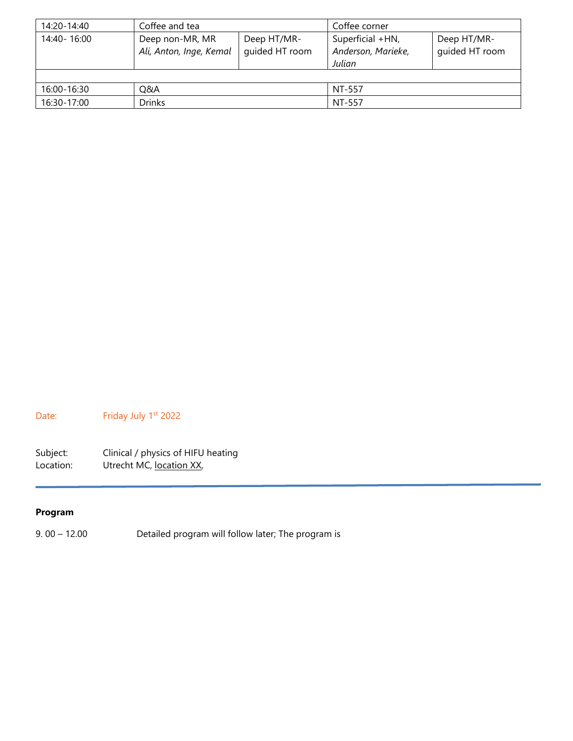| | | | | |
|---|---|---|---|---|
| 14:20-14:40 | Coffee and tea | | Coffee corner | |
| 14:40- 16:00 | Deep non-MR, MR *Ali, Anton, Inge, Kemal* | Deep HT/MR-guided HT room | Superficial +HN, *Anderson, Marieke, Julian* | Deep HT/MR-guided HT room |
| | | | | |
| 16:00-16:30 | Q&A | | NT-557 | |
| 16:30-17:00 | Drinks | | NT-557 | |

Date: Friday July 1st 2022

Subject: Clinical / physics of HIFU heating
Location: Utrecht MC, location XX,

---

**Program**

9. 00 – 12.00 Detailed program will follow later; The program is